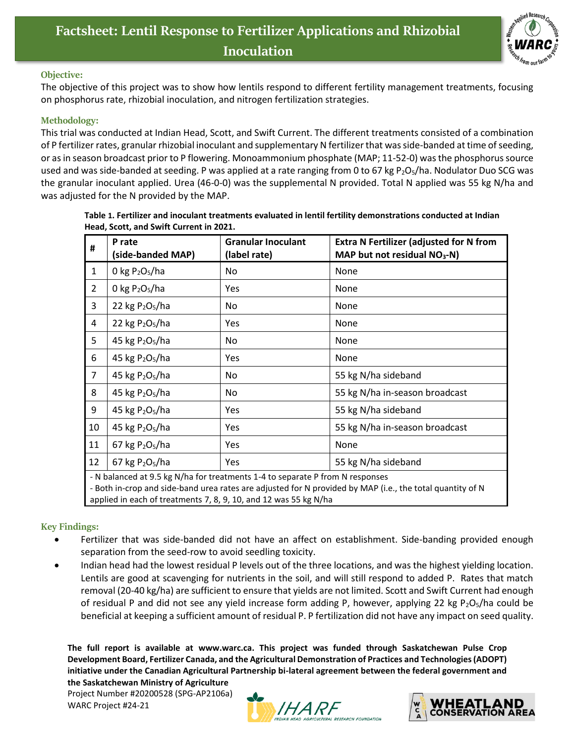# Factsheet: Lentil Response to Fertilizer Applications and Rhizobial Inoculation

### Objective:

The objective of this project was to show how lentils respond to different fertility management treatments, focusing on phosphorus rate, rhizobial inoculation, and nitrogen fertilization strategies.

### Methodology:

This trial was conducted at Indian Head, Scott, and Swift Current. The different treatments consisted of a combination of P fertilizer rates, granular rhizobial inoculant and supplementary N fertilizer that was side-banded at time of seeding, or as in season broadcast prior to P flowering. Monoammonium phosphate (MAP; 11-52-0) was the phosphorus source used and was side-banded at seeding. P was applied at a rate ranging from 0 to 67 kg $P_2O_5$/ha. Nodulator Duo SCG was the granular inoculant applied. Urea (46-0-0) was the supplemental N provided. Total N applied was 55 kg N/ha and was adjusted for the N provided by the MAP.

**Table 1. Fertilizer and inoculant treatments evaluated in lentil fertility demonstrations conducted at Indian Head, Scott, and Swift Current in 2021.**

| # | P rate (side-banded MAP) | Granular Inoculant (label rate) | Extra N Fertilizer (adjusted for N from MAP but not residual $NO_3$-N) |
|---|---|---|---|
| 1 | 0 kg $P_2O_5$/ha | No | None |
| 2 | 0 kg $P_2O_5$/ha | Yes | None |
| 3 | 22 kg $P_2O_5$/ha | No | None |
| 4 | 22 kg $P_2O_5$/ha | Yes | None |
| 5 | 45 kg $P_2O_5$/ha | No | None |
| 6 | 45 kg $P_2O_5$/ha | Yes | None |
| 7 | 45 kg $P_2O_5$/ha | No | 55 kg N/ha sideband |
| 8 | 45 kg $P_2O_5$/ha | No | 55 kg N/ha in-season broadcast |
| 9 | 45 kg $P_2O_5$/ha | Yes | 55 kg N/ha sideband |
| 10 | 45 kg $P_2O_5$/ha | Yes | 55 kg N/ha in-season broadcast |
| 11 | 67 kg $P_2O_5$/ha | Yes | None |
| 12 | 67 kg $P_2O_5$/ha | Yes | 55 kg N/ha sideband |

- N balanced at 9.5 kg N/ha for treatments 1-4 to separate P from N responses
- Both in-crop and side-band urea rates are adjusted for N provided by MAP (i.e., the total quantity of N applied in each of treatments 7, 8, 9, 10, and 12 was 55 kg N/ha

### Key Findings:

- Fertilizer that was side-banded did not have an affect on establishment. Side-banding provided enough separation from the seed-row to avoid seedling toxicity.
- Indian head had the lowest residual P levels out of the three locations, and was the highest yielding location. Lentils are good at scavenging for nutrients in the soil, and will still respond to added P. Rates that match removal (20-40 kg/ha) are sufficient to ensure that yields are not limited. Scott and Swift Current had enough of residual P and did not see any yield increase form adding P, however, applying 22 kg $P_2O_5$/ha could be beneficial at keeping a sufficient amount of residual P. P fertilization did not have any impact on seed quality.

**The full report is available at www.warc.ca. This project was funded through Saskatchewan Pulse Crop Development Board, Fertilizer Canada, and the Agricultural Demonstration of Practices and Technologies (ADOPT) initiative under the Canadian Agricultural Partnership bi-lateral agreement between the federal government and the Saskatchewan Ministry of Agriculture**

Project Number #20200528 (SPG-AP2106a)
WARC Project #24-21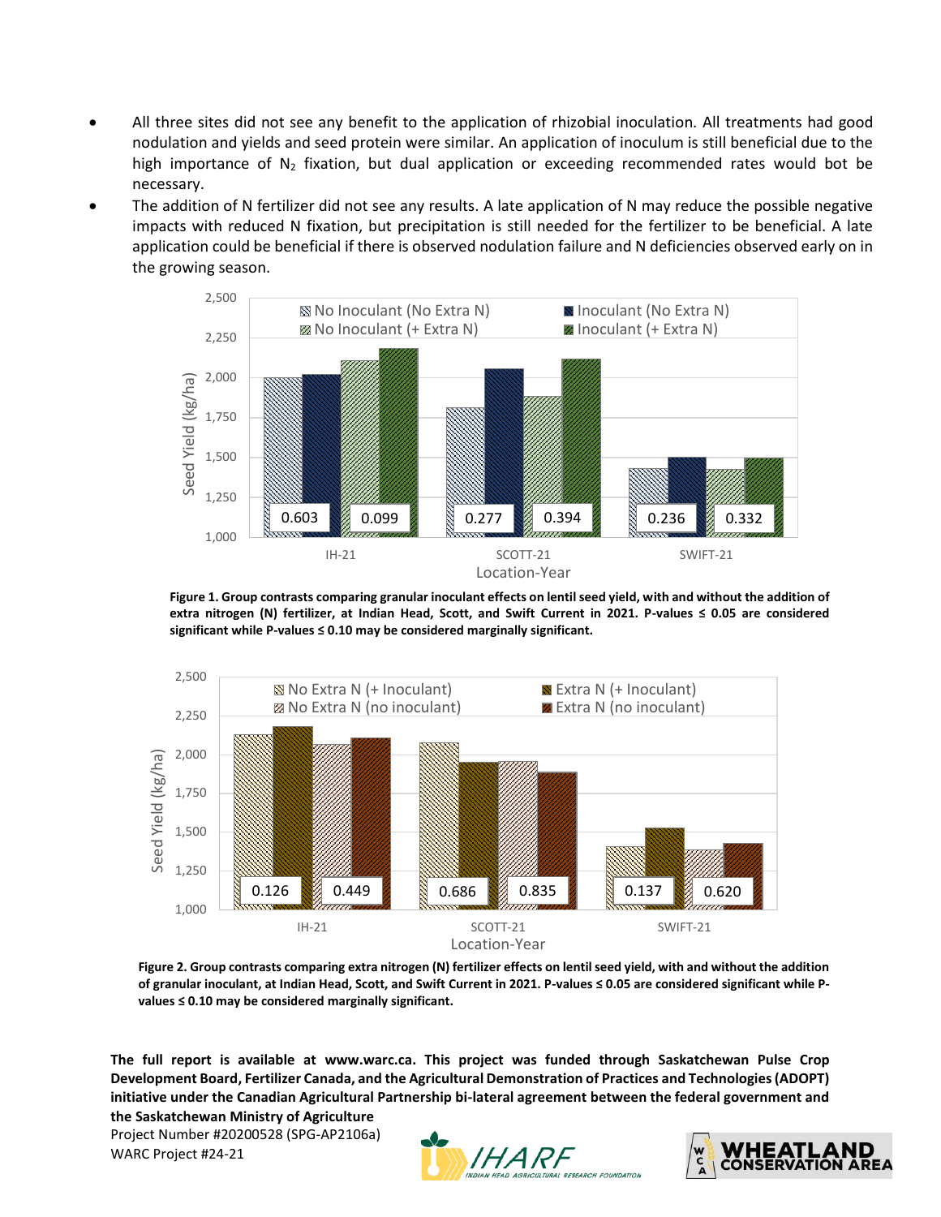- All three sites did not see any benefit to the application of rhizobial inoculation. All treatments had good nodulation and yields and seed protein were similar. An application of inoculum is still beneficial due to the high importance of $N_2$ fixation, but dual application or exceeding recommended rates would bot be necessary.
- The addition of N fertilizer did not see any results. A late application of N may reduce the possible negative impacts with reduced N fixation, but precipitation is still needed for the fertilizer to be beneficial. A late application could be beneficial if there is observed nodulation failure and N deficiencies observed early on in the growing season.

Seed Yield (kg/ha)

2,500
2,250
2,000
1,750
1,500
1,250
1,000

No Inoculant (No Extra N)
Inoculant (No Extra N)
No Inoculant (+ Extra N)
Inoculant (+ Extra N)

0.603
0.099
0.277
0.394
0.236
0.332

IH-21
SCOTT-21
SWIFT-21

Location-Year

**Figure 1. Group contrasts comparing granular inoculant effects on lentil seed yield, with and without the addition of extra nitrogen (N) fertilizer, at Indian Head, Scott, and Swift Current in 2021. P-values ≤ 0.05 are considered significant while P-values ≤ 0.10 may be considered marginally significant.**

Seed Yield (kg/ha)

2,500
2,250
2,000
1,750
1,500
1,250
1,000

No Extra N (+ Inoculant)
Extra N (+ Inoculant)
No Extra N (no inoculant)
Extra N (no inoculant)

0.126
0.449
0.686
0.835
0.137
0.620

IH-21
SCOTT-21
SWIFT-21

Location-Year

**Figure 2. Group contrasts comparing extra nitrogen (N) fertilizer effects on lentil seed yield, with and without the addition of granular inoculant, at Indian Head, Scott, and Swift Current in 2021. P-values ≤ 0.05 are considered significant while P-values ≤ 0.10 may be considered marginally significant.**

**The full report is available at www.warc.ca. This project was funded through Saskatchewan Pulse Crop Development Board, Fertilizer Canada, and the Agricultural Demonstration of Practices and Technologies (ADOPT) initiative under the Canadian Agricultural Partnership bi-lateral agreement between the federal government and the Saskatchewan Ministry of Agriculture**

Project Number #20200528 (SPG-AP2106a)
WARC Project #24-21

IHARF
INDIAN HEAD AGRICULTURAL RESEARCH FOUNDATION

WHEATLAND CONSERVATION AREA